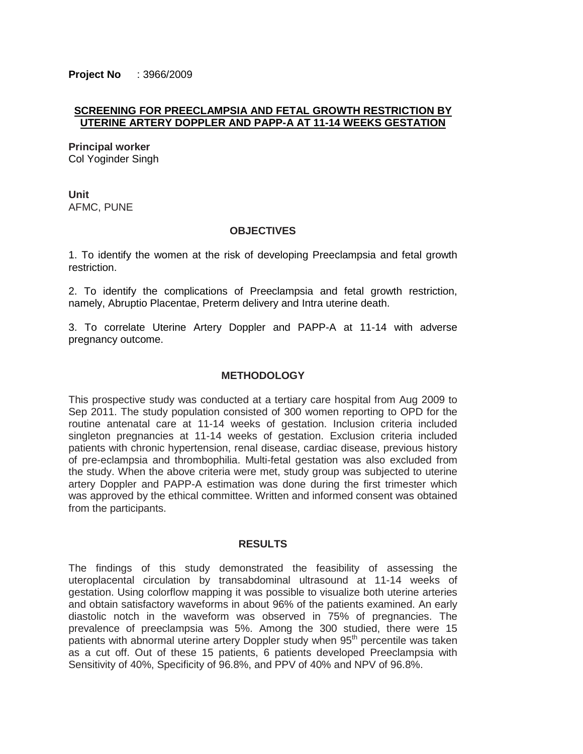**Project No** : 3966/2009

## SCREENING FOR PREECLAMPSIA AND FETAL GROWTH RESTRICTION BY UTERINE ARTERY DOPPLER AND PAPP-A AT 11-14 WEEKS GESTATION

**Principal worker**
Col Yoginder Singh

**Unit**
AFMC, PUNE

### OBJECTIVES

1. To identify the women at the risk of developing Preeclampsia and fetal growth restriction.

2. To identify the complications of Preeclampsia and fetal growth restriction, namely, Abruptio Placentae, Preterm delivery and Intra uterine death.

3. To correlate Uterine Artery Doppler and PAPP-A at 11-14 with adverse pregnancy outcome.

### METHODOLOGY

This prospective study was conducted at a tertiary care hospital from Aug 2009 to Sep 2011. The study population consisted of 300 women reporting to OPD for the routine antenatal care at 11-14 weeks of gestation. Inclusion criteria included singleton pregnancies at 11-14 weeks of gestation. Exclusion criteria included patients with chronic hypertension, renal disease, cardiac disease, previous history of pre-eclampsia and thrombophilia. Multi-fetal gestation was also excluded from the study. When the above criteria were met, study group was subjected to uterine artery Doppler and PAPP-A estimation was done during the first trimester which was approved by the ethical committee. Written and informed consent was obtained from the participants.

### RESULTS

The findings of this study demonstrated the feasibility of assessing the uteroplacental circulation by transabdominal ultrasound at 11-14 weeks of gestation. Using colorflow mapping it was possible to visualize both uterine arteries and obtain satisfactory waveforms in about 96% of the patients examined. An early diastolic notch in the waveform was observed in 75% of pregnancies. The prevalence of preeclampsia was 5%. Among the 300 studied, there were 15 patients with abnormal uterine artery Doppler study when 95$^{th}$ percentile was taken as a cut off. Out of these 15 patients, 6 patients developed Preeclampsia with Sensitivity of 40%, Specificity of 96.8%, and PPV of 40% and NPV of 96.8%.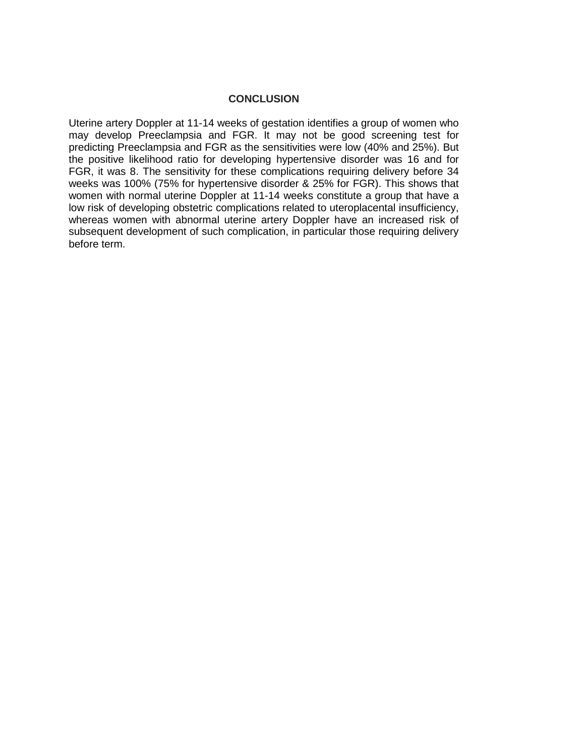## CONCLUSION

Uterine artery Doppler at 11-14 weeks of gestation identifies a group of women who may develop Preeclampsia and FGR. It may not be good screening test for predicting Preeclampsia and FGR as the sensitivities were low (40% and 25%). But the positive likelihood ratio for developing hypertensive disorder was 16 and for FGR, it was 8. The sensitivity for these complications requiring delivery before 34 weeks was 100% (75% for hypertensive disorder & 25% for FGR). This shows that women with normal uterine Doppler at 11-14 weeks constitute a group that have a low risk of developing obstetric complications related to uteroplacental insufficiency, whereas women with abnormal uterine artery Doppler have an increased risk of subsequent development of such complication, in particular those requiring delivery before term.